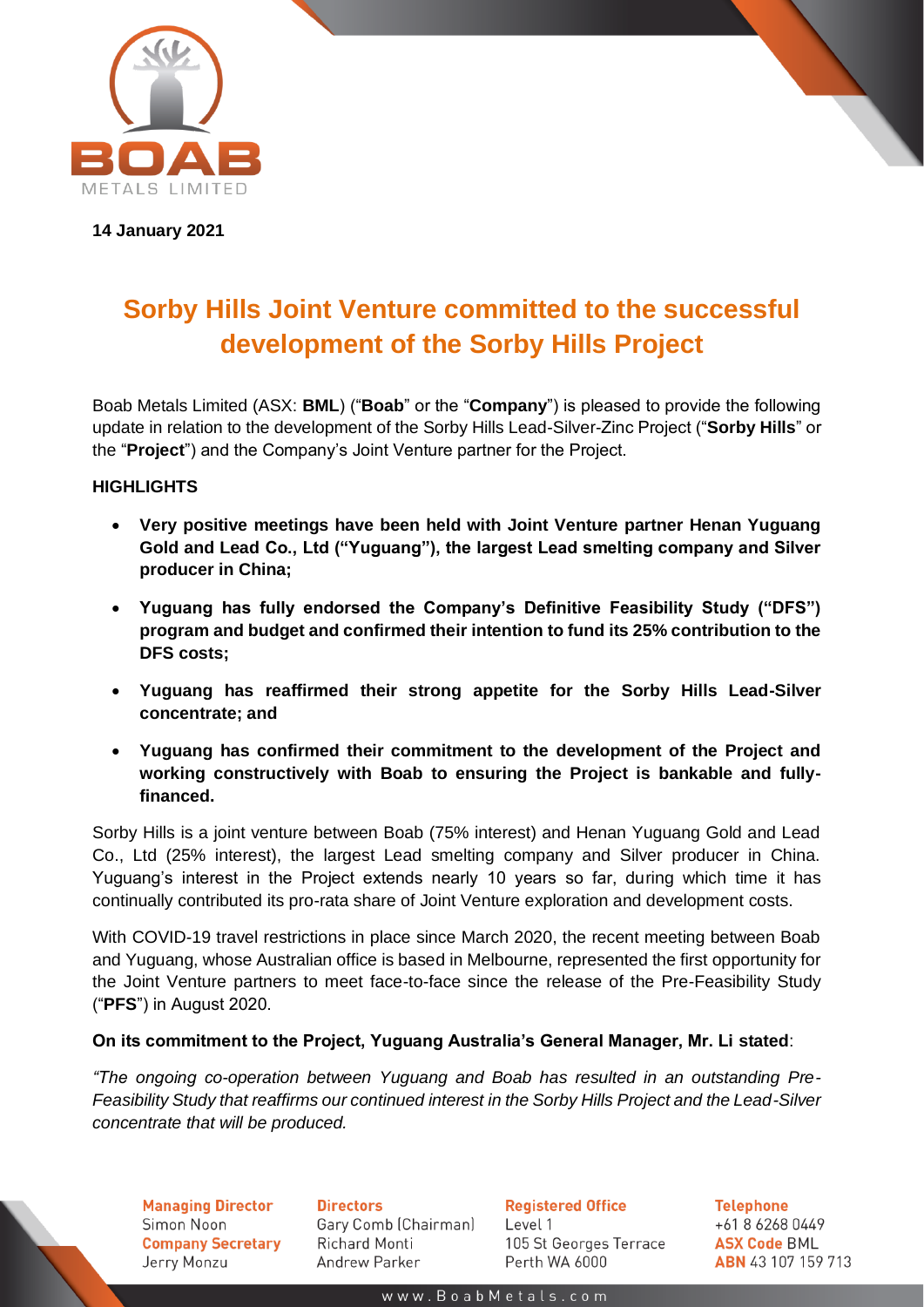**14 January 2021**

# Sorby Hills Joint Venture committed to the successful development of the Sorby Hills Project

Boab Metals Limited (ASX: **BML**) ("**Boab**" or the "**Company**") is pleased to provide the following update in relation to the development of the Sorby Hills Lead-Silver-Zinc Project ("**Sorby Hills**" or the "**Project**") and the Company's Joint Venture partner for the Project.

**HIGHLIGHTS**

- **Very positive meetings have been held with Joint Venture partner Henan Yuguang Gold and Lead Co., Ltd ("Yuguang"), the largest Lead smelting company and Silver producer in China;**
- **Yuguang has fully endorsed the Company's Definitive Feasibility Study ("DFS") program and budget and confirmed their intention to fund its 25% contribution to the DFS costs;**
- **Yuguang has reaffirmed their strong appetite for the Sorby Hills Lead-Silver concentrate; and**
- **Yuguang has confirmed their commitment to the development of the Project and working constructively with Boab to ensuring the Project is bankable and fully-financed.**

Sorby Hills is a joint venture between Boab (75% interest) and Henan Yuguang Gold and Lead Co., Ltd (25% interest), the largest Lead smelting company and Silver producer in China. Yuguang's interest in the Project extends nearly 10 years so far, during which time it has continually contributed its pro-rata share of Joint Venture exploration and development costs.

With COVID-19 travel restrictions in place since March 2020, the recent meeting between Boab and Yuguang, whose Australian office is based in Melbourne, represented the first opportunity for the Joint Venture partners to meet face-to-face since the release of the Pre-Feasibility Study ("**PFS**") in August 2020.

**On its commitment to the Project, Yuguang Australia's General Manager, Mr. Li stated**:

*"The ongoing co-operation between Yuguang and Boab has resulted in an outstanding Pre-Feasibility Study that reaffirms our continued interest in the Sorby Hills Project and the Lead-Silver concentrate that will be produced.*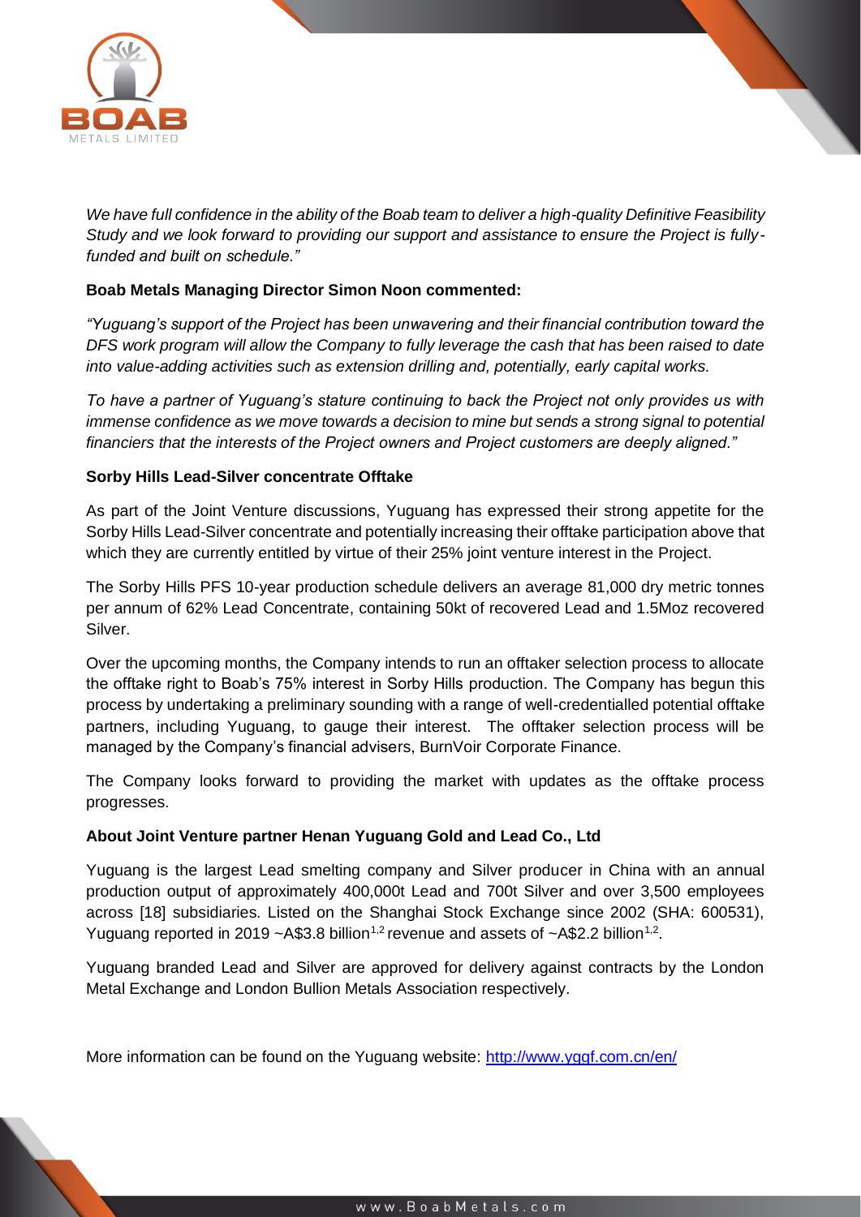*We have full confidence in the ability of the Boab team to deliver a high-quality Definitive Feasibility Study and we look forward to providing our support and assistance to ensure the Project is fully-funded and built on schedule."*

**Boab Metals Managing Director Simon Noon commented:**

*"Yuguang's support of the Project has been unwavering and their financial contribution toward the DFS work program will allow the Company to fully leverage the cash that has been raised to date into value-adding activities such as extension drilling and, potentially, early capital works.*

*To have a partner of Yuguang's stature continuing to back the Project not only provides us with immense confidence as we move towards a decision to mine but sends a strong signal to potential financiers that the interests of the Project owners and Project customers are deeply aligned."*

**Sorby Hills Lead-Silver concentrate Offtake**

As part of the Joint Venture discussions, Yuguang has expressed their strong appetite for the Sorby Hills Lead-Silver concentrate and potentially increasing their offtake participation above that which they are currently entitled by virtue of their 25% joint venture interest in the Project.

The Sorby Hills PFS 10-year production schedule delivers an average 81,000 dry metric tonnes per annum of 62% Lead Concentrate, containing 50kt of recovered Lead and 1.5Moz recovered Silver.

Over the upcoming months, the Company intends to run an offtaker selection process to allocate the offtake right to Boab's 75% interest in Sorby Hills production. The Company has begun this process by undertaking a preliminary sounding with a range of well-credentialled potential offtake partners, including Yuguang, to gauge their interest. The offtaker selection process will be managed by the Company's financial advisers, BurnVoir Corporate Finance.

The Company looks forward to providing the market with updates as the offtake process progresses.

**About Joint Venture partner Henan Yuguang Gold and Lead Co., Ltd**

Yuguang is the largest Lead smelting company and Silver producer in China with an annual production output of approximately 400,000t Lead and 700t Silver and over 3,500 employees across [18] subsidiaries. Listed on the Shanghai Stock Exchange since 2002 (SHA: 600531), Yuguang reported in 2019 ~A$3.8 billion[1,2] revenue and assets of ~A$2.2 billion[1,2].

Yuguang branded Lead and Silver are approved for delivery against contracts by the London Metal Exchange and London Bullion Metals Association respectively.

More information can be found on the Yuguang website: http://www.yggf.com.cn/en/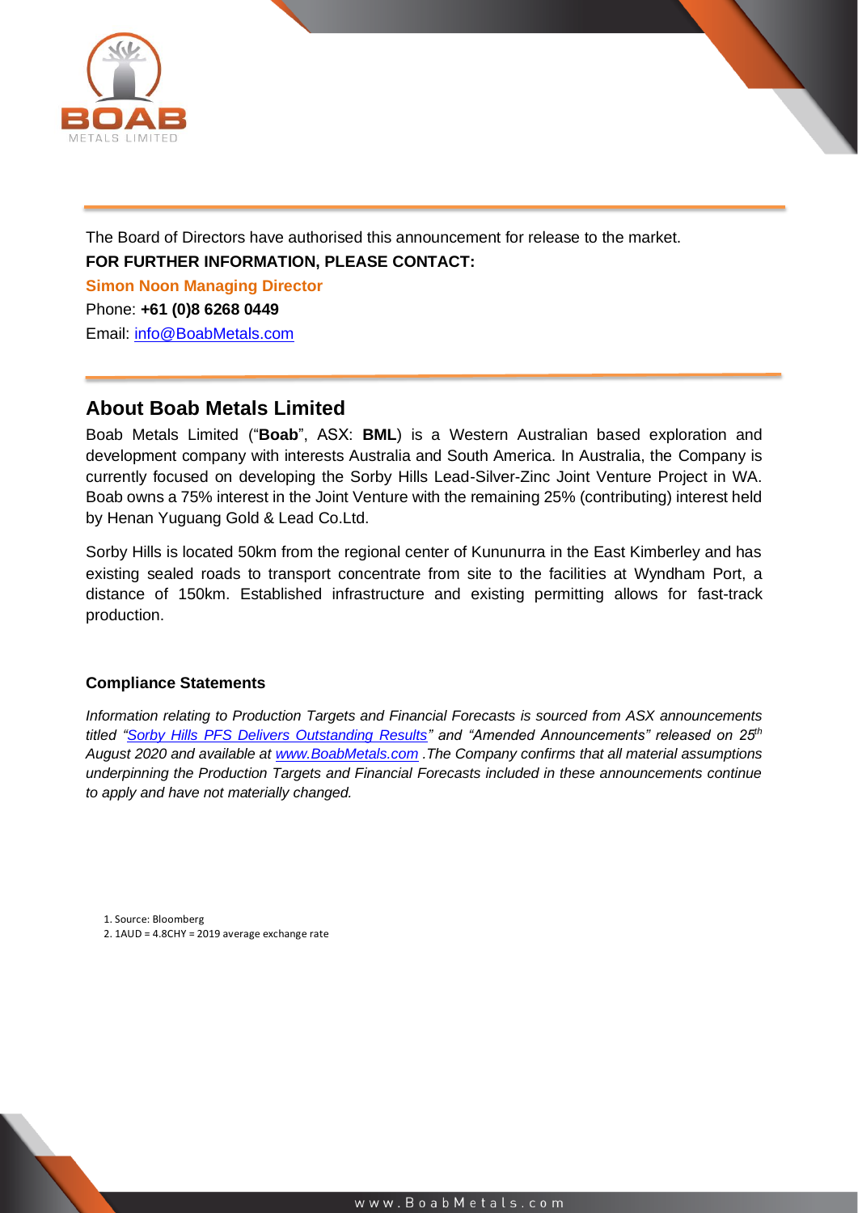The Board of Directors have authorised this announcement for release to the market.

**FOR FURTHER INFORMATION, PLEASE CONTACT:**

**Simon Noon Managing Director**

Phone: **+61 (0)8 6268 0449**

Email: info@BoabMetals.com

## About Boab Metals Limited

Boab Metals Limited ("**Boab**", ASX: **BML**) is a Western Australian based exploration and development company with interests Australia and South America. In Australia, the Company is currently focused on developing the Sorby Hills Lead-Silver-Zinc Joint Venture Project in WA. Boab owns a 75% interest in the Joint Venture with the remaining 25% (contributing) interest held by Henan Yuguang Gold & Lead Co.Ltd.

Sorby Hills is located 50km from the regional center of Kununurra in the East Kimberley and has existing sealed roads to transport concentrate from site to the facilities at Wyndham Port, a distance of 150km. Established infrastructure and existing permitting allows for fast-track production.

### Compliance Statements

*Information relating to Production Targets and Financial Forecasts is sourced from ASX announcements titled "Sorby Hills PFS Delivers Outstanding Results" and "Amended Announcements" released on 25th August 2020 and available at www.BoabMetals.com .The Company confirms that all material assumptions underpinning the Production Targets and Financial Forecasts included in these announcements continue to apply and have not materially changed.*

1. Source: Bloomberg
2. 1AUD = 4.8CHY = 2019 average exchange rate